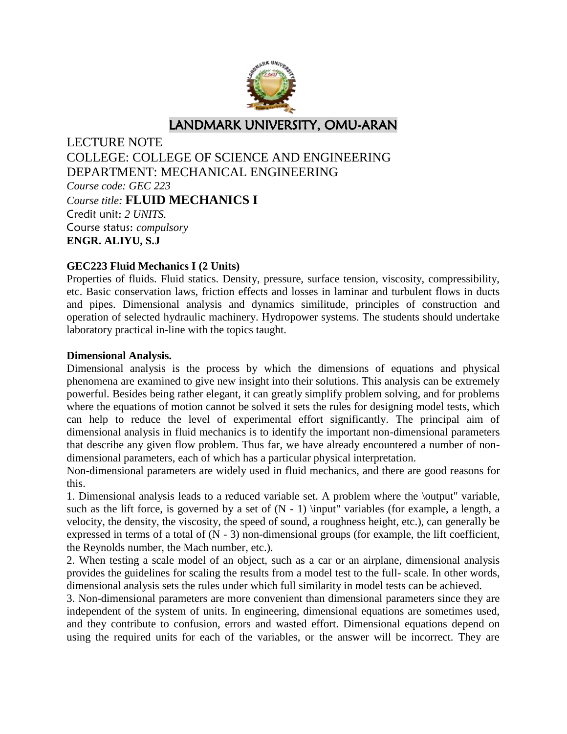# LANDMARK UNIVERSITY, OMU-ARAN

LECTURE NOTE
COLLEGE: COLLEGE OF SCIENCE AND ENGINEERING
DEPARTMENT: MECHANICAL ENGINEERING
*Course code: GEC 223*
*Course title:* **FLUID MECHANICS I**
Credit unit: *2 UNITS.*
Course status: *compulsory*
**ENGR. ALIYU, S.J**

**GEC223 Fluid Mechanics I (2 Units)**

Properties of fluids. Fluid statics. Density, pressure, surface tension, viscosity, compressibility, etc. Basic conservation laws, friction effects and losses in laminar and turbulent flows in ducts and pipes. Dimensional analysis and dynamics similitude, principles of construction and operation of selected hydraulic machinery. Hydropower systems. The students should undertake laboratory practical in-line with the topics taught.

**Dimensional Analysis.**

Dimensional analysis is the process by which the dimensions of equations and physical phenomena are examined to give new insight into their solutions. This analysis can be extremely powerful. Besides being rather elegant, it can greatly simplify problem solving, and for problems where the equations of motion cannot be solved it sets the rules for designing model tests, which can help to reduce the level of experimental effort significantly. The principal aim of dimensional analysis in fluid mechanics is to identify the important non-dimensional parameters that describe any given flow problem. Thus far, we have already encountered a number of non-dimensional parameters, each of which has a particular physical interpretation.

Non-dimensional parameters are widely used in fluid mechanics, and there are good reasons for this.

1. Dimensional analysis leads to a reduced variable set. A problem where the \output" variable, such as the lift force, is governed by a set of (N - 1) \input" variables (for example, a length, a velocity, the density, the viscosity, the speed of sound, a roughness height, etc.), can generally be expressed in terms of a total of (N - 3) non-dimensional groups (for example, the lift coefficient, the Reynolds number, the Mach number, etc.).

2. When testing a scale model of an object, such as a car or an airplane, dimensional analysis provides the guidelines for scaling the results from a model test to the full- scale. In other words, dimensional analysis sets the rules under which full similarity in model tests can be achieved.

3. Non-dimensional parameters are more convenient than dimensional parameters since they are independent of the system of units. In engineering, dimensional equations are sometimes used, and they contribute to confusion, errors and wasted effort. Dimensional equations depend on using the required units for each of the variables, or the answer will be incorrect. They are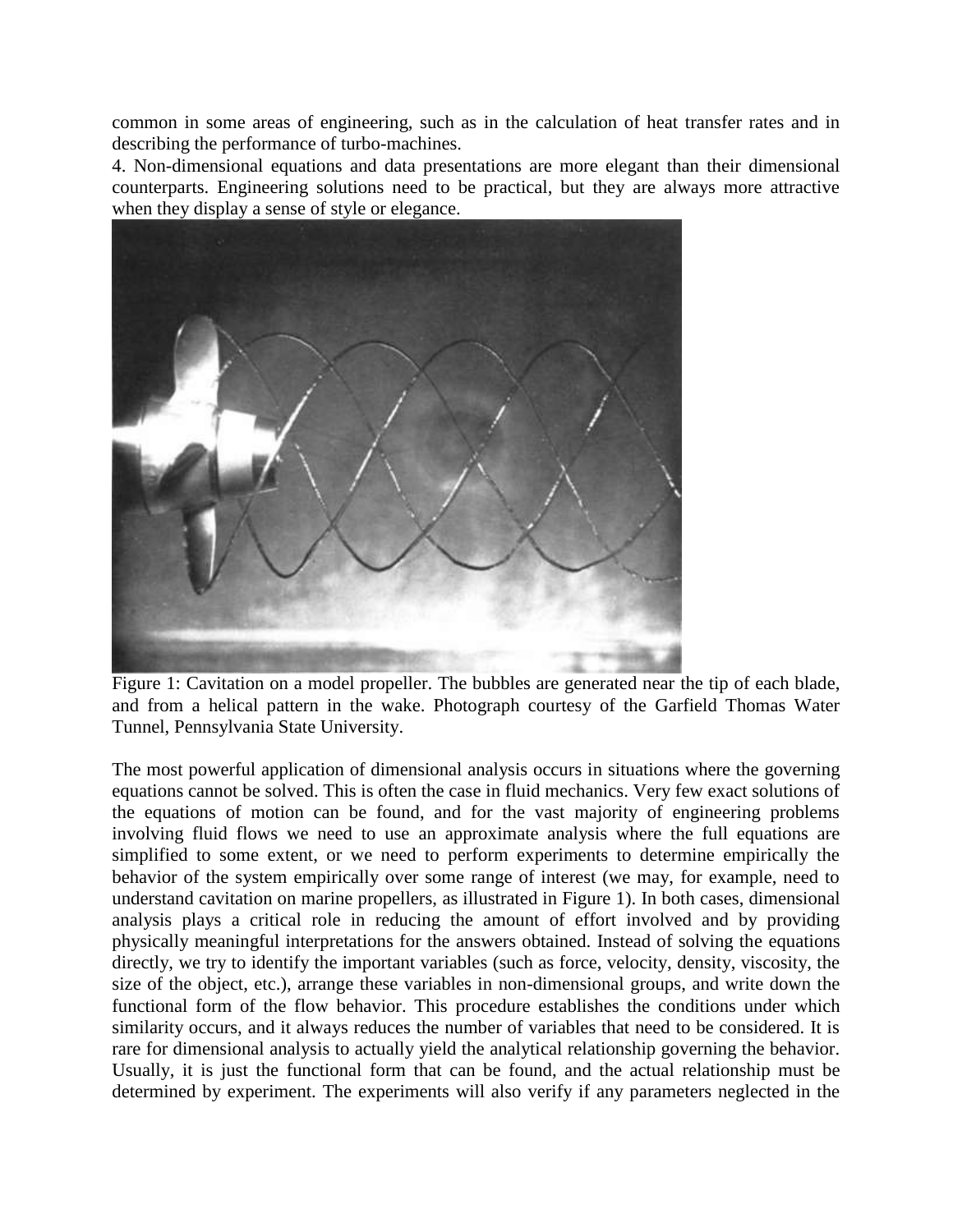common in some areas of engineering, such as in the calculation of heat transfer rates and in describing the performance of turbo-machines.

4. Non-dimensional equations and data presentations are more elegant than their dimensional counterparts. Engineering solutions need to be practical, but they are always more attractive when they display a sense of style or elegance.

Figure 1: Cavitation on a model propeller. The bubbles are generated near the tip of each blade, and from a helical pattern in the wake. Photograph courtesy of the Garfield Thomas Water Tunnel, Pennsylvania State University.

The most powerful application of dimensional analysis occurs in situations where the governing equations cannot be solved. This is often the case in fluid mechanics. Very few exact solutions of the equations of motion can be found, and for the vast majority of engineering problems involving fluid flows we need to use an approximate analysis where the full equations are simplified to some extent, or we need to perform experiments to determine empirically the behavior of the system empirically over some range of interest (we may, for example, need to understand cavitation on marine propellers, as illustrated in Figure 1). In both cases, dimensional analysis plays a critical role in reducing the amount of effort involved and by providing physically meaningful interpretations for the answers obtained. Instead of solving the equations directly, we try to identify the important variables (such as force, velocity, density, viscosity, the size of the object, etc.), arrange these variables in non-dimensional groups, and write down the functional form of the flow behavior. This procedure establishes the conditions under which similarity occurs, and it always reduces the number of variables that need to be considered. It is rare for dimensional analysis to actually yield the analytical relationship governing the behavior. Usually, it is just the functional form that can be found, and the actual relationship must be determined by experiment. The experiments will also verify if any parameters neglected in the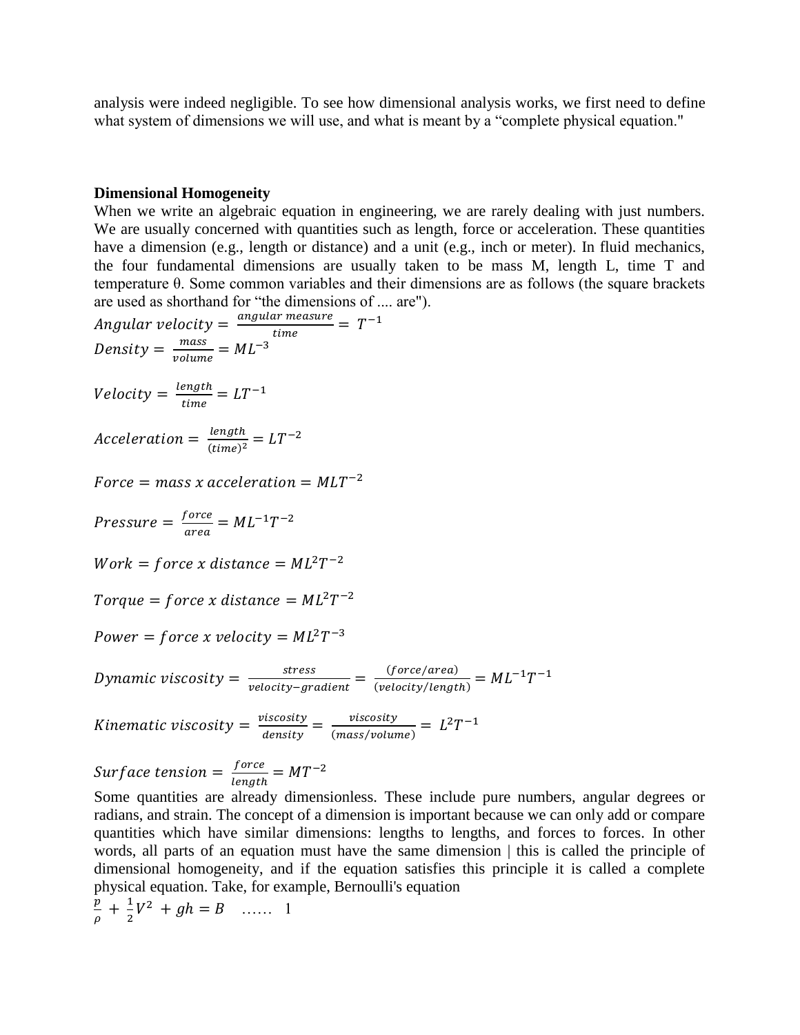analysis were indeed negligible. To see how dimensional analysis works, we first need to define what system of dimensions we will use, and what is meant by a "complete physical equation."

**Dimensional Homogeneity**

When we write an algebraic equation in engineering, we are rarely dealing with just numbers. We are usually concerned with quantities such as length, force or acceleration. These quantities have a dimension (e.g., length or distance) and a unit (e.g., inch or meter). In fluid mechanics, the four fundamental dimensions are usually taken to be mass M, length L, time T and temperature θ. Some common variables and their dimensions are as follows (the square brackets are used as shorthand for "the dimensions of .... are").

$$Angular\ velocity = \frac{angular\ measure}{time} = T^{-1}$$

$$Density = \frac{mass}{volume} = ML^{-3}$$

$$Velocity = \frac{length}{time} = LT^{-1}$$

$$Acceleration = \frac{length}{(time)^2} = LT^{-2}$$

$$Force = mass\ x\ acceleration = MLT^{-2}$$

$$Pressure = \frac{force}{area} = ML^{-1}T^{-2}$$

$$Work = force\ x\ distance = ML^{2}T^{-2}$$

$$Torque = force\ x\ distance = ML^{2}T^{-2}$$

$$Power = force\ x\ velocity = ML^{2}T^{-3}$$

$$Dynamic\ viscosity = \frac{stress}{velocity\text{-}gradient} = \frac{(force/area)}{(velocity/length)} = ML^{-1}T^{-1}$$

$$Kinematic\ viscosity = \frac{viscosity}{density} = \frac{viscosity}{(mass/volume)} = L^{2}T^{-1}$$

$$Surface\ tension = \frac{force}{length} = MT^{-2}$$

Some quantities are already dimensionless. These include pure numbers, angular degrees or radians, and strain. The concept of a dimension is important because we can only add or compare quantities which have similar dimensions: lengths to lengths, and forces to forces. In other words, all parts of an equation must have the same dimension | this is called the principle of dimensional homogeneity, and if the equation satisfies this principle it is called a complete physical equation. Take, for example, Bernoulli's equation

$$\frac{p}{\rho} + \frac{1}{2}V^2 + gh = B \quad \ldots\ldots \quad 1$$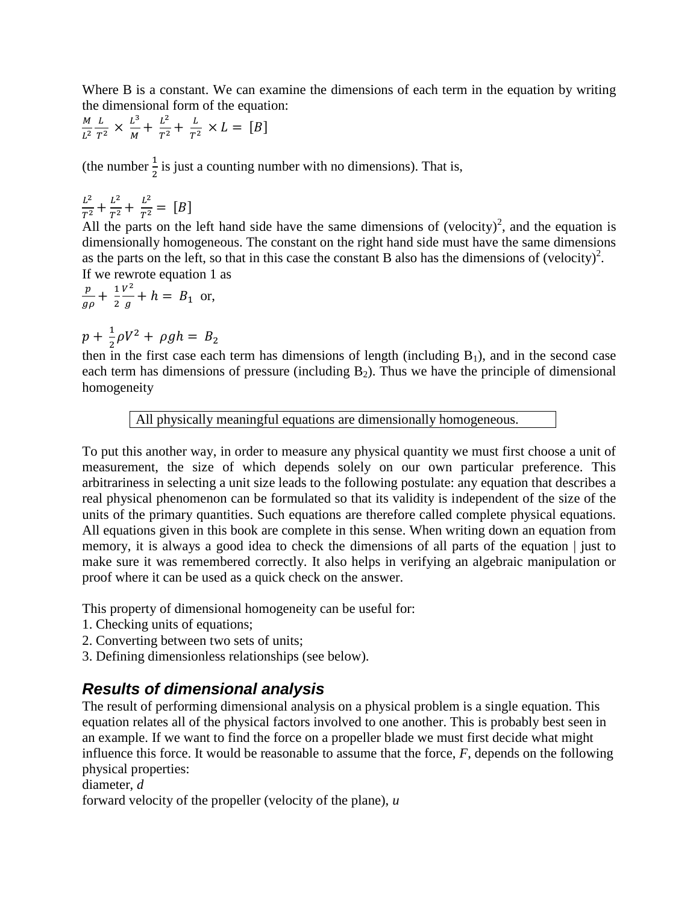Where B is a constant. We can examine the dimensions of each term in the equation by writing the dimensional form of the equation:

$$\frac{M}{L^2}\frac{L}{T^2} \times \frac{L^3}{M} + \frac{L^2}{T^2} + \frac{L}{T^2} \times L = [B]$$

(the number $\frac{1}{2}$ is just a counting number with no dimensions). That is,

$$\frac{L^2}{T^2} + \frac{L^2}{T^2} + \frac{L^2}{T^2} = [B]$$

All the parts on the left hand side have the same dimensions of (velocity)$^2$, and the equation is dimensionally homogeneous. The constant on the right hand side must have the same dimensions as the parts on the left, so that in this case the constant B also has the dimensions of (velocity)$^2$.

If we rewrote equation 1 as

$$\frac{p}{g\rho} + \frac{1}{2}\frac{V^2}{g} + h = B_1 \text{ or,}$$

$$p + \frac{1}{2}\rho V^2 + \rho g h = B_2$$

then in the first case each term has dimensions of length (including $B_1$), and in the second case each term has dimensions of pressure (including $B_2$). Thus we have the principle of dimensional homogeneity

| All physically meaningful equations are dimensionally homogeneous. |
|---|

To put this another way, in order to measure any physical quantity we must first choose a unit of measurement, the size of which depends solely on our own particular preference. This arbitrariness in selecting a unit size leads to the following postulate: any equation that describes a real physical phenomenon can be formulated so that its validity is independent of the size of the units of the primary quantities. Such equations are therefore called complete physical equations. All equations given in this book are complete in this sense. When writing down an equation from memory, it is always a good idea to check the dimensions of all parts of the equation | just to make sure it was remembered correctly. It also helps in verifying an algebraic manipulation or proof where it can be used as a quick check on the answer.

This property of dimensional homogeneity can be useful for:

1. Checking units of equations;
2. Converting between two sets of units;
3. Defining dimensionless relationships (see below).

## *Results of dimensional analysis*

The result of performing dimensional analysis on a physical problem is a single equation. This equation relates all of the physical factors involved to one another. This is probably best seen in an example. If we want to find the force on a propeller blade we must first decide what might influence this force. It would be reasonable to assume that the force, $F$, depends on the following physical properties:

diameter, $d$

forward velocity of the propeller (velocity of the plane), $u$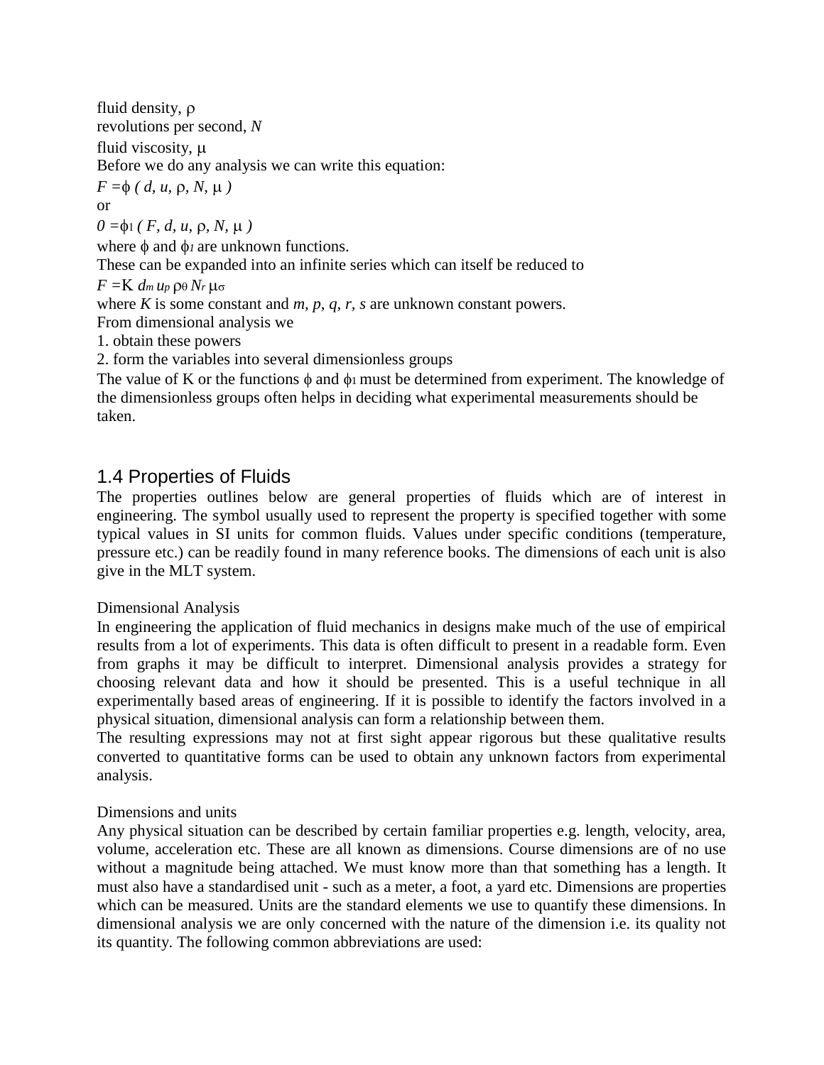fluid density, $\rho$

revolutions per second, $N$

fluid viscosity, $\mu$

Before we do any analysis we can write this equation:

$F = \phi\ ( d, u, \rho, N, \mu\ )$

or

$0 = \phi_1\ ( F, d, u, \rho, N, \mu\ )$

where $\phi$ and $\phi_1$ are unknown functions.

These can be expanded into an infinite series which can itself be reduced to

$F = K\ d_m\ u_p\ \rho_\theta\ N_r\ \mu_\sigma$

where $K$ is some constant and $m, p, q, r, s$ are unknown constant powers.

From dimensional analysis we

1. obtain these powers
2. form the variables into several dimensionless groups

The value of K or the functions $\phi$ and $\phi_1$ must be determined from experiment. The knowledge of the dimensionless groups often helps in deciding what experimental measurements should be taken.

## 1.4 Properties of Fluids

The properties outlines below are general properties of fluids which are of interest in engineering. The symbol usually used to represent the property is specified together with some typical values in SI units for common fluids. Values under specific conditions (temperature, pressure etc.) can be readily found in many reference books. The dimensions of each unit is also give in the MLT system.

Dimensional Analysis

In engineering the application of fluid mechanics in designs make much of the use of empirical results from a lot of experiments. This data is often difficult to present in a readable form. Even from graphs it may be difficult to interpret. Dimensional analysis provides a strategy for choosing relevant data and how it should be presented. This is a useful technique in all experimentally based areas of engineering. If it is possible to identify the factors involved in a physical situation, dimensional analysis can form a relationship between them.

The resulting expressions may not at first sight appear rigorous but these qualitative results converted to quantitative forms can be used to obtain any unknown factors from experimental analysis.

Dimensions and units

Any physical situation can be described by certain familiar properties e.g. length, velocity, area, volume, acceleration etc. These are all known as dimensions. Course dimensions are of no use without a magnitude being attached. We must know more than that something has a length. It must also have a standardised unit - such as a meter, a foot, a yard etc. Dimensions are properties which can be measured. Units are the standard elements we use to quantify these dimensions. In dimensional analysis we are only concerned with the nature of the dimension i.e. its quality not its quantity. The following common abbreviations are used: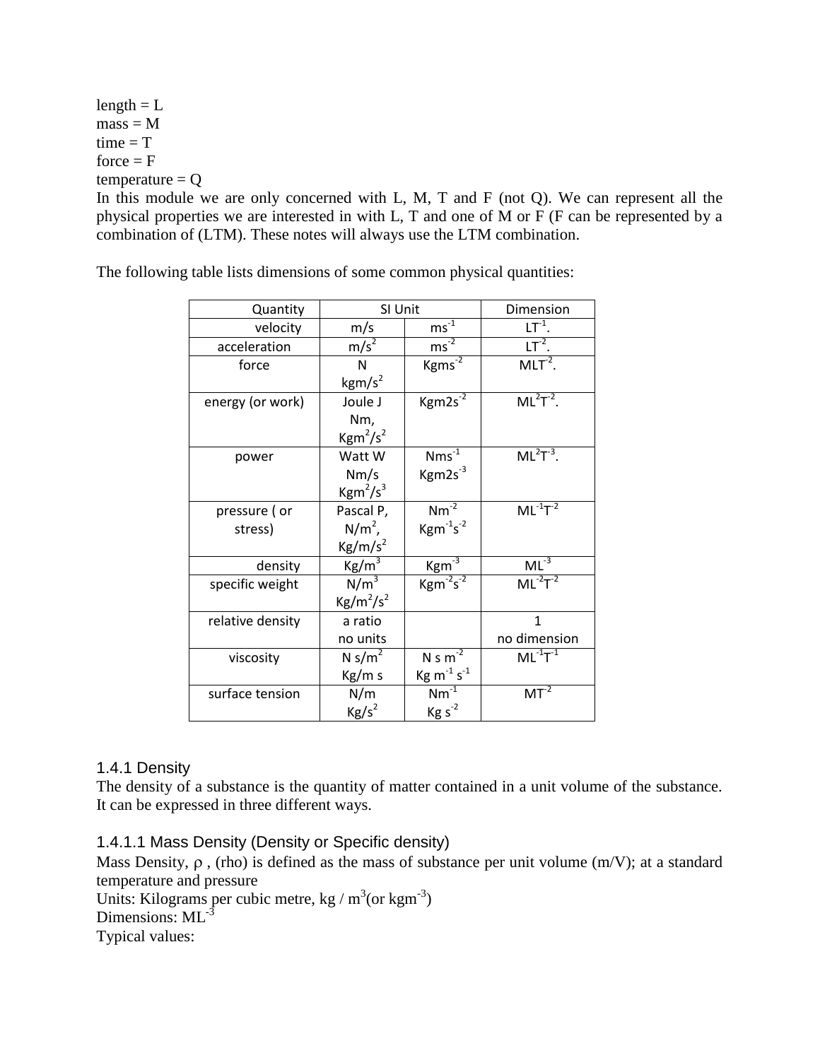length = L
mass = M
time = T
force = F
temperature = Q

In this module we are only concerned with L, M, T and F (not Q). We can represent all the physical properties we are interested in with L, T and one of M or F (F can be represented by a combination of (LTM). These notes will always use the LTM combination.

The following table lists dimensions of some common physical quantities:

| Quantity | SI Unit | | Dimension |
|---|---|---|---|
| velocity | m/s | $ms^{-1}$ | $LT^{-1}$. |
| acceleration | $m/s^2$ | $ms^{-2}$ | $LT^{-2}$. |
| force | N<br>$kgm/s^2$ | $Kgms^{-2}$ | $MLT^{-2}$. |
| energy (or work) | Joule J<br>Nm,<br>$Kgm^2/s^2$ | $Kgm2s^{-2}$ | $ML^2T^{-2}$. |
| power | Watt W<br>Nm/s<br>$Kgm^2/s^3$ | $Nms^{-1}$<br>$Kgm2s^{-3}$ | $ML^2T^{-3}$. |
| pressure ( or stress) | Pascal P,<br>$N/m^2$,<br>$Kg/m/s^2$ | $Nm^{-2}$<br>$Kgm^{-1}s^{-2}$ | $ML^{-1}T^{-2}$ |
| density | $Kg/m^3$ | $Kgm^{-3}$ | $ML^{-3}$ |
| specific weight | $N/m^3$<br>$Kg/m^2/s^2$ | $Kgm^{-2}s^{-2}$ | $ML^{-2}T^{-2}$ |
| relative density | a ratio<br>no units | | 1<br>no dimension |
| viscosity | $N s/m^2$<br>Kg/m s | $N s m^{-2}$<br>$Kg m^{-1} s^{-1}$ | $ML^{-1}T^{-1}$ |
| surface tension | N/m<br>$Kg/s^2$ | $Nm^{-1}$<br>$Kg s^{-2}$ | $MT^{-2}$ |

### 1.4.1 Density

The density of a substance is the quantity of matter contained in a unit volume of the substance. It can be expressed in three different ways.

#### 1.4.1.1 Mass Density (Density or Specific density)

Mass Density, $\rho$ , (rho) is defined as the mass of substance per unit volume (m/V); at a standard temperature and pressure

Units: Kilograms per cubic metre, $kg / m^3$(or $kgm^{-3}$)

Dimensions: $ML^{-3}$

Typical values: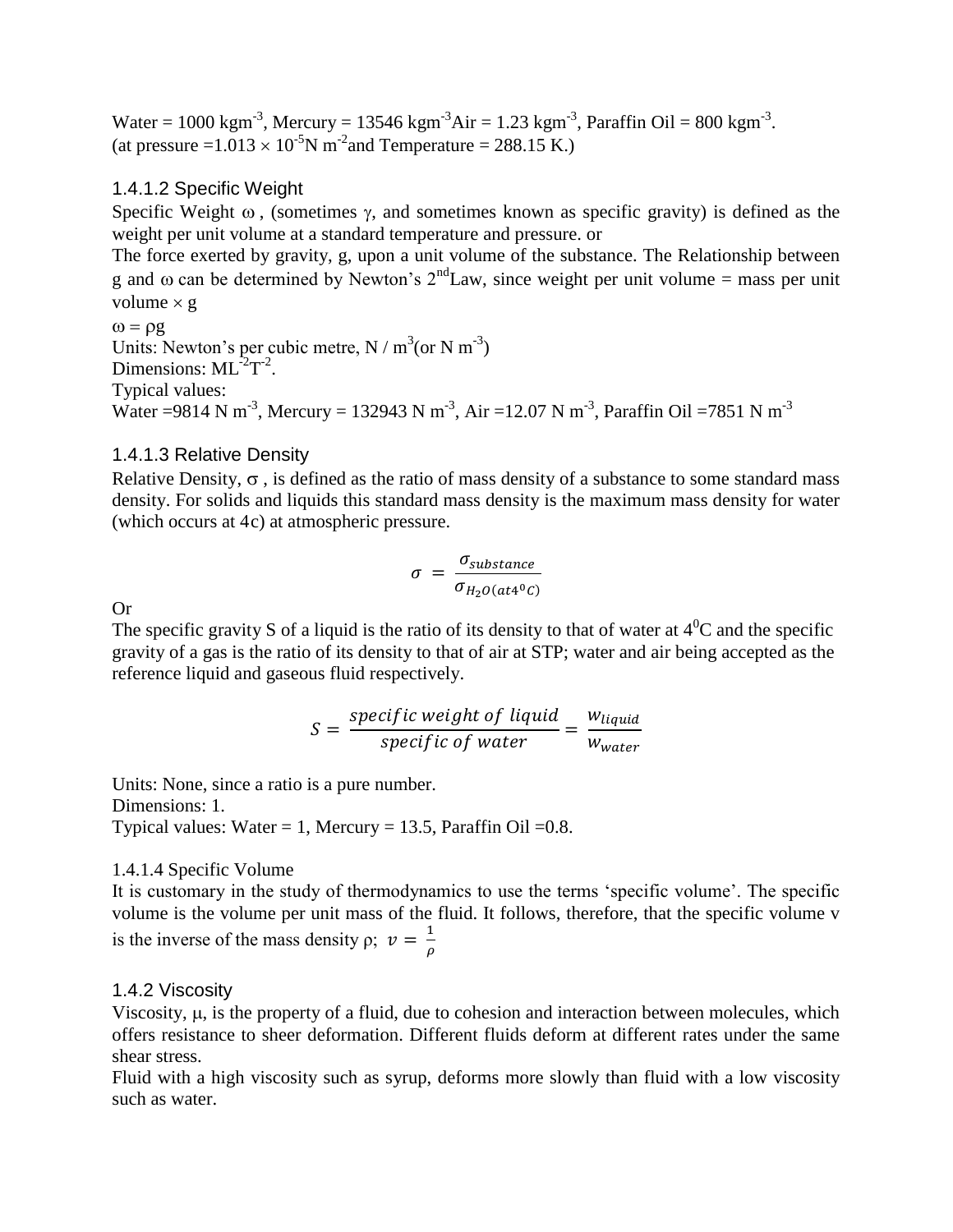Water = 1000 $kgm^{-3}$, Mercury = 13546 $kgm^{-3}$Air = 1.23 $kgm^{-3}$, Paraffin Oil = 800 $kgm^{-3}$.
(at pressure =$1.013 \times 10^{-5}$N $m^{-2}$and Temperature = 288.15 K.)

### 1.4.1.2 Specific Weight

Specific Weight ω, (sometimes γ, and sometimes known as specific gravity) is defined as the weight per unit volume at a standard temperature and pressure. or

The force exerted by gravity, g, upon a unit volume of the substance. The Relationship between g and ω can be determined by Newton's 2[nd]Law, since weight per unit volume = mass per unit volume × g

$\omega = \rho g$

Units: Newton's per cubic metre, N / $m^3$(or N $m^{-3}$)

Dimensions: $ML^{-2}T^{-2}$.

Typical values:

Water =9814 N $m^{-3}$, Mercury = 132943 N $m^{-3}$, Air =12.07 N $m^{-3}$, Paraffin Oil =7851 N $m^{-3}$

### 1.4.1.3 Relative Density

Relative Density, σ, is defined as the ratio of mass density of a substance to some standard mass density. For solids and liquids this standard mass density is the maximum mass density for water (which occurs at 4c) at atmospheric pressure.

$$\sigma = \frac{\sigma_{substance}}{\sigma_{H_2O(at4^0C)}}$$

Or

The specific gravity S of a liquid is the ratio of its density to that of water at $4^0$C and the specific gravity of a gas is the ratio of its density to that of air at STP; water and air being accepted as the reference liquid and gaseous fluid respectively.

$$S = \frac{specific\ weight\ of\ liquid}{specific\ of\ water} = \frac{w_{liquid}}{w_{water}}$$

Units: None, since a ratio is a pure number.

Dimensions: 1.

Typical values: Water = 1, Mercury = 13.5, Paraffin Oil =0.8.

### 1.4.1.4 Specific Volume

It is customary in the study of thermodynamics to use the terms 'specific volume'. The specific volume is the volume per unit mass of the fluid. It follows, therefore, that the specific volume v is the inverse of the mass density ρ; $v = \frac{1}{\rho}$

### 1.4.2 Viscosity

Viscosity, μ, is the property of a fluid, due to cohesion and interaction between molecules, which offers resistance to sheer deformation. Different fluids deform at different rates under the same shear stress.

Fluid with a high viscosity such as syrup, deforms more slowly than fluid with a low viscosity such as water.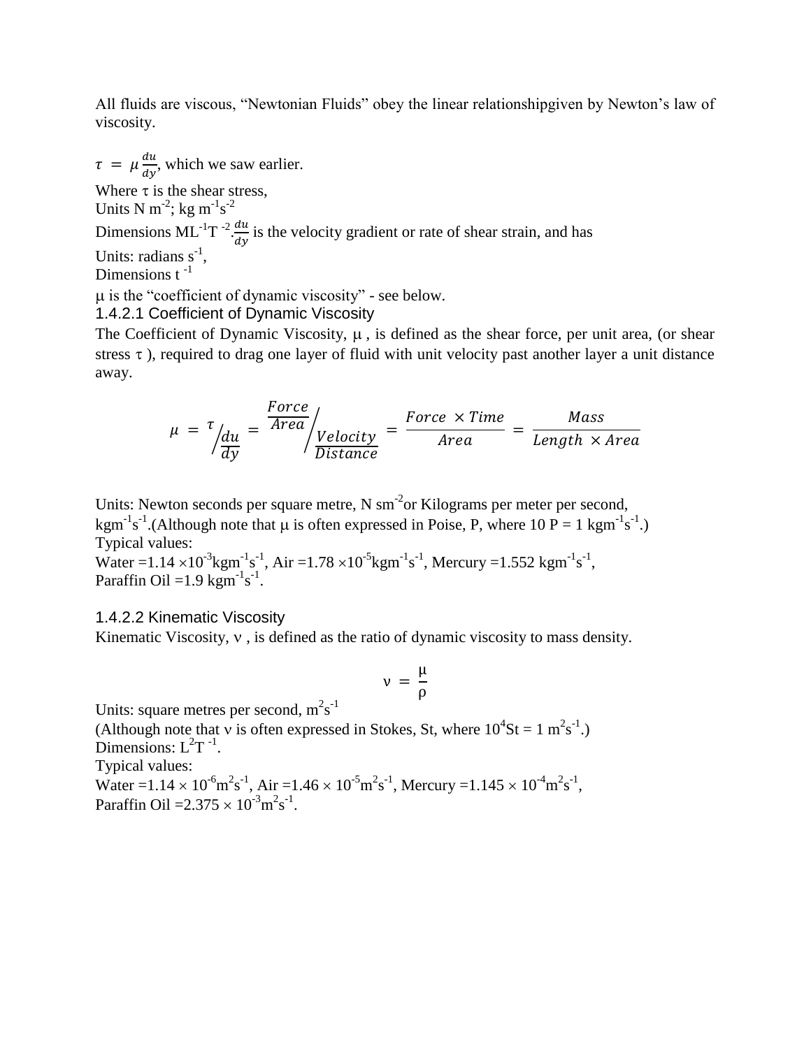All fluids are viscous, "Newtonian Fluids" obey the linear relationshipgiven by Newton's law of viscosity.

$\tau = \mu \frac{du}{dy}$, which we saw earlier.

Where $\tau$ is the shear stress,
Units N $m^{-2}$; kg $m^{-1}s^{-2}$
Dimensions $ML^{-1}T^{-2}$. $\frac{du}{dy}$ is the velocity gradient or rate of shear strain, and has
Units: radians $s^{-1}$,
Dimensions $t^{-1}$
$\mu$ is the "coefficient of dynamic viscosity" - see below.

#### 1.4.2.1 Coefficient of Dynamic Viscosity

The Coefficient of Dynamic Viscosity, $\mu$, is defined as the shear force, per unit area, (or shear stress $\tau$), required to drag one layer of fluid with unit velocity past another layer a unit distance away.

$$\mu = \tau \Big/ \frac{du}{dy} = \frac{Force}{Area} \Big/ \frac{Velocity}{Distance} = \frac{Force \times Time}{Area} = \frac{Mass}{Length \times Area}$$

Units: Newton seconds per square metre, N $sm^{-2}$or Kilograms per meter per second, $kgm^{-1}s^{-1}$.(Although note that $\mu$ is often expressed in Poise, P, where 10 P = 1 $kgm^{-1}s^{-1}$.)
Typical values:
Water =$1.14 \times 10^{-3}$$kgm^{-1}s^{-1}$, Air =$1.78 \times 10^{-5}$$kgm^{-1}s^{-1}$, Mercury =1.552 $kgm^{-1}s^{-1}$,
Paraffin Oil =1.9 $kgm^{-1}s^{-1}$.

#### 1.4.2.2 Kinematic Viscosity

Kinematic Viscosity, $\nu$, is defined as the ratio of dynamic viscosity to mass density.

$$\nu = \frac{\mu}{\rho}$$

Units: square metres per second, $m^2s^{-1}$
(Although note that $\nu$ is often expressed in Stokes, St, where $10^4$St = 1 $m^2s^{-1}$.)
Dimensions: $L^2T^{-1}$.
Typical values:
Water =$1.14 \times 10^{-6}m^2s^{-1}$, Air =$1.46 \times 10^{-5}m^2s^{-1}$, Mercury =$1.145 \times 10^{-4}m^2s^{-1}$,
Paraffin Oil =$2.375 \times 10^{-3}m^2s^{-1}$.